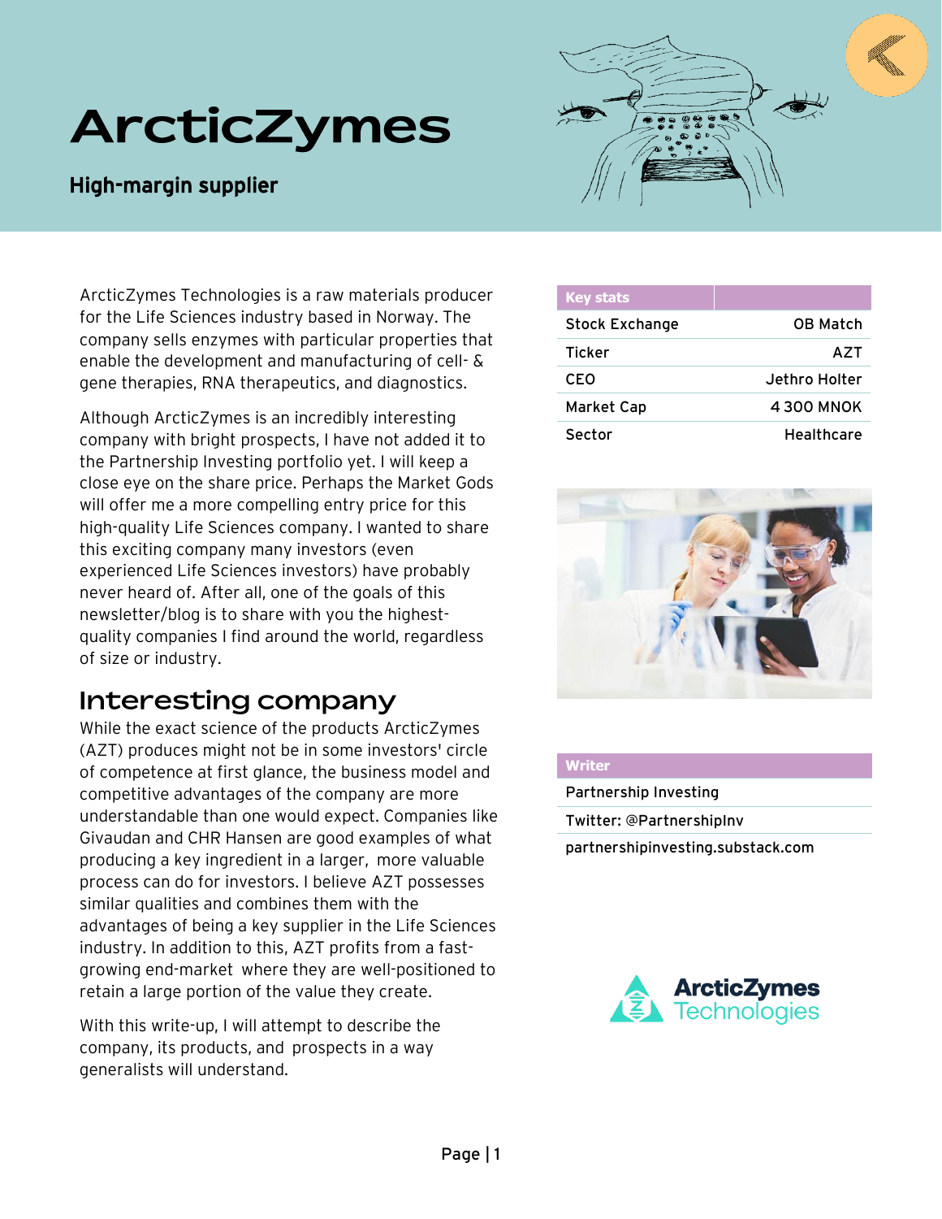# ArcticZymes

## High-margin supplier

ArcticZymes Technologies is a raw materials producer for the Life Sciences industry based in Norway. The company sells enzymes with particular properties that enable the development and manufacturing of cell- & gene therapies, RNA therapeutics, and diagnostics.

Although ArcticZymes is an incredibly interesting company with bright prospects, I have not added it to the Partnership Investing portfolio yet. I will keep a close eye on the share price. Perhaps the Market Gods will offer me a more compelling entry price for this high-quality Life Sciences company. I wanted to share this exciting company many investors (even experienced Life Sciences investors) have probably never heard of. After all, one of the goals of this newsletter/blog is to share with you the highest-quality companies I find around the world, regardless of size or industry.

## Interesting company

While the exact science of the products ArcticZymes (AZT) produces might not be in some investors' circle of competence at first glance, the business model and competitive advantages of the company are more understandable than one would expect. Companies like Givaudan and CHR Hansen are good examples of what producing a key ingredient in a larger, more valuable process can do for investors. I believe AZT possesses similar qualities and combines them with the advantages of being a key supplier in the Life Sciences industry. In addition to this, AZT profits from a fast-growing end-market where they are well-positioned to retain a large portion of the value they create.

With this write-up, I will attempt to describe the company, its products, and prospects in a way generalists will understand.

| Key stats | |
|---|---|
| Stock Exchange | OB Match |
| Ticker | AZT |
| CEO | Jethro Holter |
| Market Cap | 4 300 MNOK |
| Sector | Healthcare |

| Writer |
|---|
| Partnership Investing |
| Twitter: @PartnershipInv |
| partnershipinvesting.substack.com |

ArcticZymes Technologies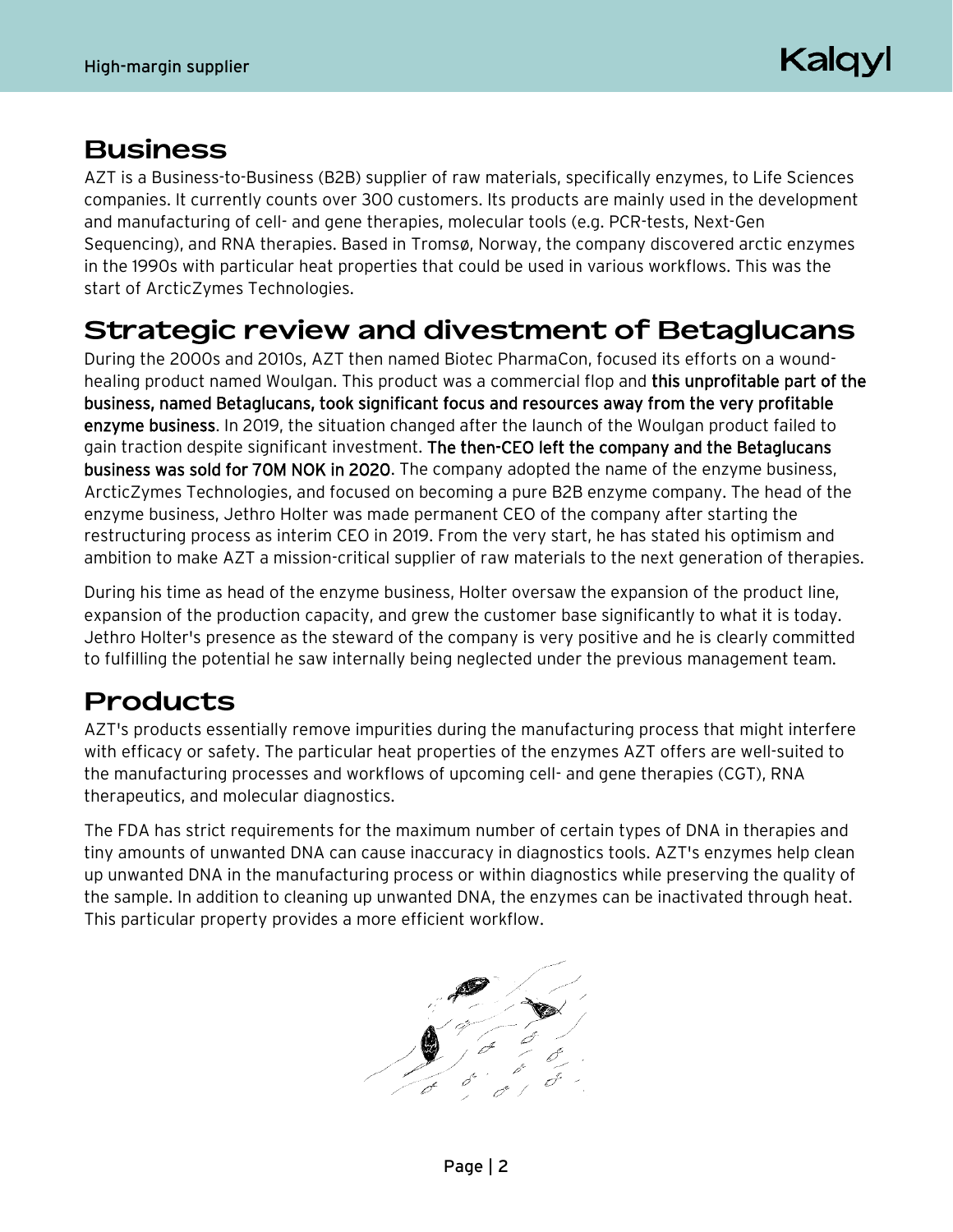## Business

AZT is a Business-to-Business (B2B) supplier of raw materials, specifically enzymes, to Life Sciences companies. It currently counts over 300 customers. Its products are mainly used in the development and manufacturing of cell- and gene therapies, molecular tools (e.g. PCR-tests, Next-Gen Sequencing), and RNA therapies. Based in Tromsø, Norway, the company discovered arctic enzymes in the 1990s with particular heat properties that could be used in various workflows. This was the start of ArcticZymes Technologies.

## Strategic review and divestment of Betaglucans

During the 2000s and 2010s, AZT then named Biotec PharmaCon, focused its efforts on a wound-healing product named Woulgan. This product was a commercial flop and **this unprofitable part of the business, named Betaglucans, took significant focus and resources away from the very profitable enzyme business**. In 2019, the situation changed after the launch of the Woulgan product failed to gain traction despite significant investment. **The then-CEO left the company and the Betaglucans business was sold for 70M NOK in 2020**. The company adopted the name of the enzyme business, ArcticZymes Technologies, and focused on becoming a pure B2B enzyme company. The head of the enzyme business, Jethro Holter was made permanent CEO of the company after starting the restructuring process as interim CEO in 2019. From the very start, he has stated his optimism and ambition to make AZT a mission-critical supplier of raw materials to the next generation of therapies.

During his time as head of the enzyme business, Holter oversaw the expansion of the product line, expansion of the production capacity, and grew the customer base significantly to what it is today. Jethro Holter's presence as the steward of the company is very positive and he is clearly committed to fulfilling the potential he saw internally being neglected under the previous management team.

## Products

AZT's products essentially remove impurities during the manufacturing process that might interfere with efficacy or safety. The particular heat properties of the enzymes AZT offers are well-suited to the manufacturing processes and workflows of upcoming cell- and gene therapies (CGT), RNA therapeutics, and molecular diagnostics.

The FDA has strict requirements for the maximum number of certain types of DNA in therapies and tiny amounts of unwanted DNA can cause inaccuracy in diagnostics tools. AZT's enzymes help clean up unwanted DNA in the manufacturing process or within diagnostics while preserving the quality of the sample. In addition to cleaning up unwanted DNA, the enzymes can be inactivated through heat. This particular property provides a more efficient workflow.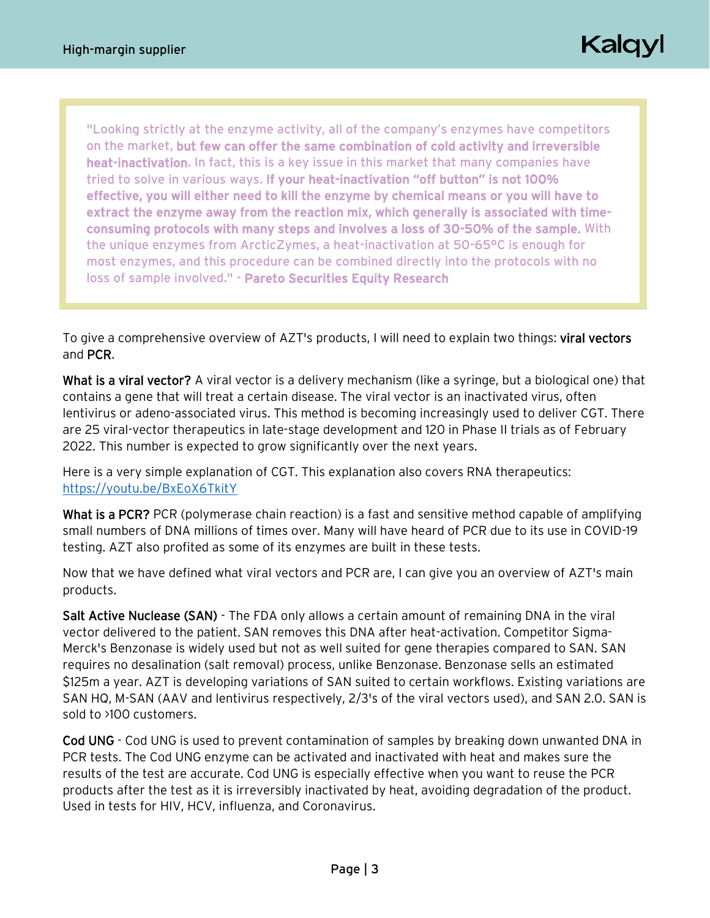> "Looking strictly at the enzyme activity, all of the company's enzymes have competitors on the market, **but few can offer the same combination of cold activity and irreversible heat-inactivation.** In fact, this is a key issue in this market that many companies have tried to solve in various ways. **If your heat-inactivation "off button" is not 100% effective, you will either need to kill the enzyme by chemical means or you will have to extract the enzyme away from the reaction mix, which generally is associated with time-consuming protocols with many steps and involves a loss of 30-50% of the sample.** With the unique enzymes from ArcticZymes, a heat-inactivation at 50-65°C is enough for most enzymes, and this procedure can be combined directly into the protocols with no loss of sample involved." - **Pareto Securities Equity Research**

To give a comprehensive overview of AZT's products, I will need to explain two things: viral vectors and PCR.

**What is a viral vector?** A viral vector is a delivery mechanism (like a syringe, but a biological one) that contains a gene that will treat a certain disease. The viral vector is an inactivated virus, often lentivirus or adeno-associated virus. This method is becoming increasingly used to deliver CGT. There are 25 viral-vector therapeutics in late-stage development and 120 in Phase II trials as of February 2022. This number is expected to grow significantly over the next years.

Here is a very simple explanation of CGT. This explanation also covers RNA therapeutics: [https://youtu.be/BxEoX6TkitY](https://youtu.be/BxEoX6TkitY)

**What is a PCR?** PCR (polymerase chain reaction) is a fast and sensitive method capable of amplifying small numbers of DNA millions of times over. Many will have heard of PCR due to its use in COVID-19 testing. AZT also profited as some of its enzymes are built in these tests.

Now that we have defined what viral vectors and PCR are, I can give you an overview of AZT's main products.

**Salt Active Nuclease (SAN)** - The FDA only allows a certain amount of remaining DNA in the viral vector delivered to the patient. SAN removes this DNA after heat-activation. Competitor Sigma-Merck's Benzonase is widely used but not as well suited for gene therapies compared to SAN. SAN requires no desalination (salt removal) process, unlike Benzonase. Benzonase sells an estimated $125m a year. AZT is developing variations of SAN suited to certain workflows. Existing variations are SAN HQ, M-SAN (AAV and lentivirus respectively, 2/3's of the viral vectors used), and SAN 2.0. SAN is sold to >100 customers.

**Cod UNG** - Cod UNG is used to prevent contamination of samples by breaking down unwanted DNA in PCR tests. The Cod UNG enzyme can be activated and inactivated with heat and makes sure the results of the test are accurate. Cod UNG is especially effective when you want to reuse the PCR products after the test as it is irreversibly inactivated by heat, avoiding degradation of the product. Used in tests for HIV, HCV, influenza, and Coronavirus.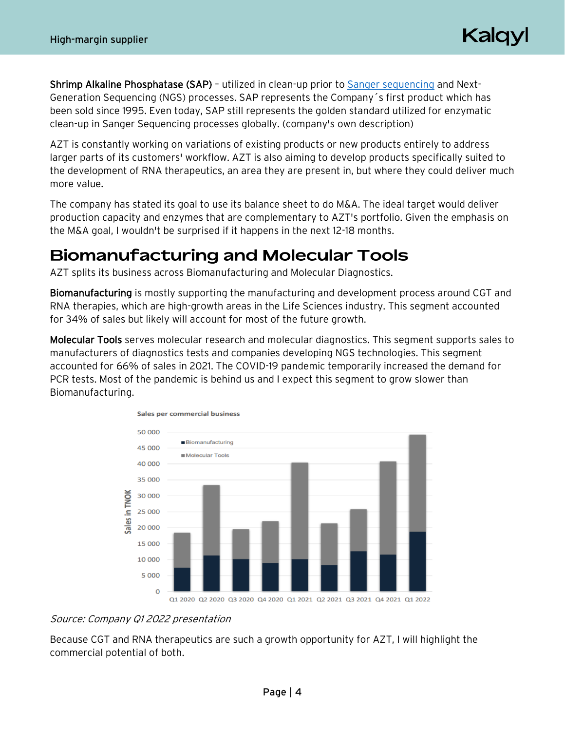**Shrimp Alkaline Phosphatase (SAP)** – utilized in clean-up prior to [Sanger sequencing] and Next-Generation Sequencing (NGS) processes. SAP represents the Company´s first product which has been sold since 1995. Even today, SAP still represents the golden standard utilized for enzymatic clean-up in Sanger Sequencing processes globally. (company's own description)

AZT is constantly working on variations of existing products or new products entirely to address larger parts of its customers' workflow. AZT is also aiming to develop products specifically suited to the development of RNA therapeutics, an area they are present in, but where they could deliver much more value.

The company has stated its goal to use its balance sheet to do M&A. The ideal target would deliver production capacity and enzymes that are complementary to AZT's portfolio. Given the emphasis on the M&A goal, I wouldn't be surprised if it happens in the next 12-18 months.

# Biomanufacturing and Molecular Tools

AZT splits its business across Biomanufacturing and Molecular Diagnostics.

**Biomanufacturing** is mostly supporting the manufacturing and development process around CGT and RNA therapies, which are high-growth areas in the Life Sciences industry. This segment accounted for 34% of sales but likely will account for most of the future growth.

**Molecular Tools** serves molecular research and molecular diagnostics. This segment supports sales to manufacturers of diagnostics tests and companies developing NGS technologies. This segment accounted for 66% of sales in 2021. The COVID-19 pandemic temporarily increased the demand for PCR tests. Most of the pandemic is behind us and I expect this segment to grow slower than Biomanufacturing.

*Source: Company Q1 2022 presentation*

Because CGT and RNA therapeutics are such a growth opportunity for AZT, I will highlight the commercial potential of both.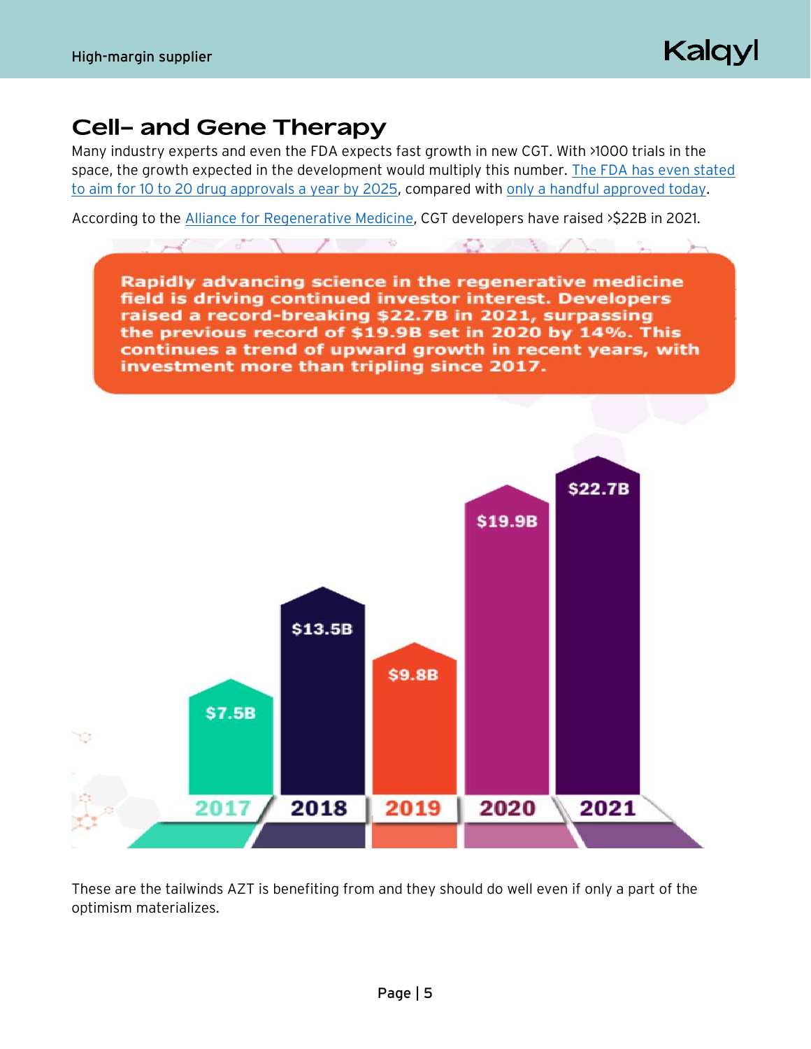## Cell- and Gene Therapy

Many industry experts and even the FDA expects fast growth in new CGT. With >1000 trials in the space, the growth expected in the development would multiply this number. The FDA has even stated to aim for 10 to 20 drug approvals a year by 2025, compared with only a handful approved today.

According to the Alliance for Regenerative Medicine, CGT developers have raised >$22B in 2021.

**Rapidly advancing science in the regenerative medicine field is driving continued investor interest. Developers raised a record-breaking $22.7B in 2021, surpassing the previous record of $19.9B set in 2020 by 14%. This continues a trend of upward growth in recent years, with investment more than tripling since 2017.**

| Year | Amount raised |
| --- | --- |
| 2017 | $7.5B |
| 2018 | $13.5B |
| 2019 | $9.8B |
| 2020 | $19.9B |
| 2021 | $22.7B |

These are the tailwinds AZT is benefiting from and they should do well even if only a part of the optimism materializes.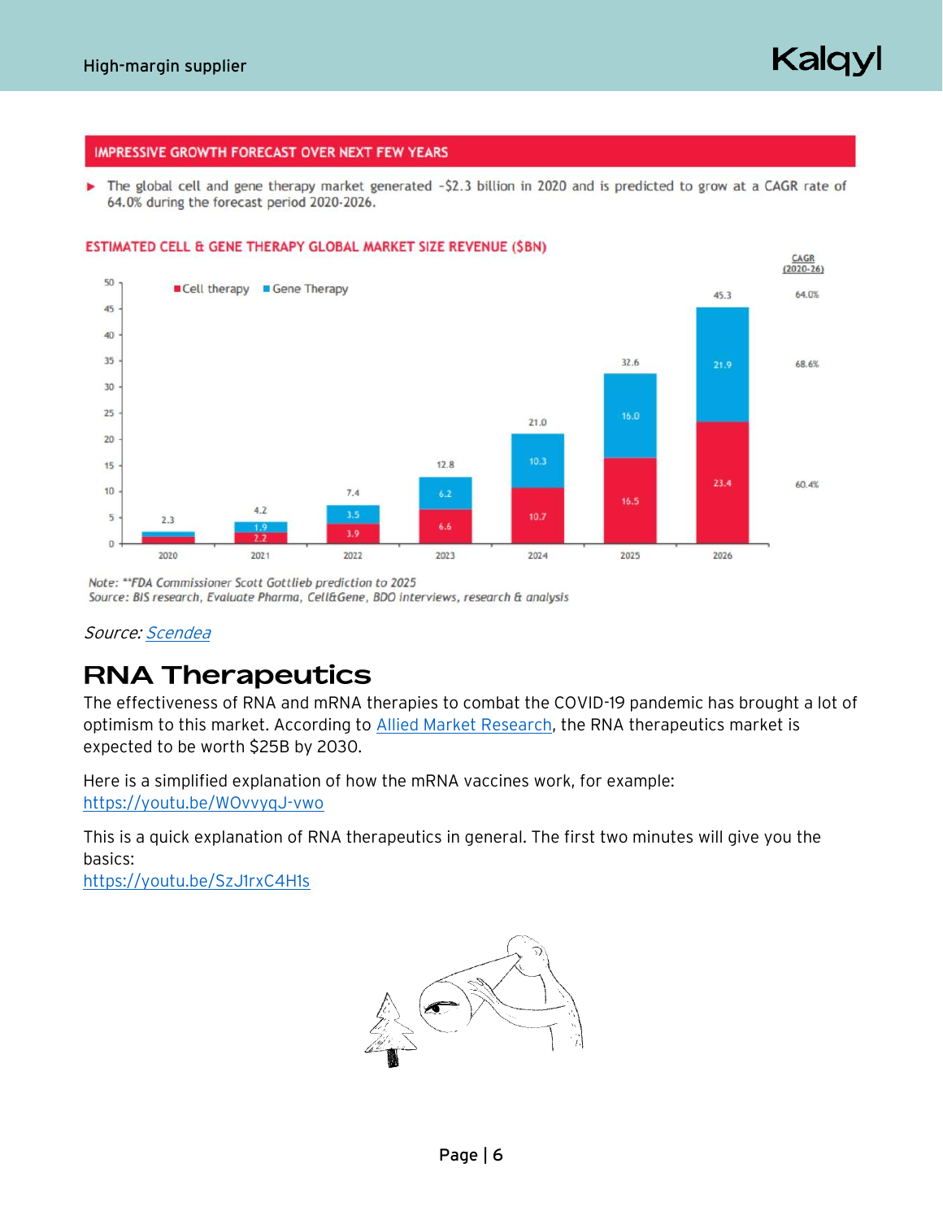**IMPRESSIVE GROWTH FORECAST OVER NEXT FEW YEARS**

- The global cell and gene therapy market generated ~$2.3 billion in 2020 and is predicted to grow at a CAGR rate of 64.0% during the forecast period 2020-2026.

**ESTIMATED CELL & GENE THERAPY GLOBAL MARKET SIZE REVENUE ($BN)**

| Year | Cell therapy | Gene Therapy | Total |
|---|---|---|---|
| 2020 | | | 2.3 |
| 2021 | 2.2 | 1.9 | 4.2 |
| 2022 | 3.9 | 3.5 | 7.4 |
| 2023 | 6.6 | 6.2 | 12.8 |
| 2024 | 10.7 | 10.3 | 21.0 |
| 2025 | 16.5 | 16.0 | 32.6 |
| 2026 | 23.4 | 21.9 | 45.3 |
| CAGR (2020-26) | 60.4% | 68.6% | 64.0% |

*Note: \*\*FDA Commissioner Scott Gottlieb prediction to 2025*
*Source: BIS research, Evaluate Pharma, Cell&Gene, BDO interviews, research & analysis*

*Source: [Scendea]*

## RNA Therapeutics

The effectiveness of RNA and mRNA therapies to combat the COVID-19 pandemic has brought a lot of optimism to this market. According to [Allied Market Research], the RNA therapeutics market is expected to be worth $25B by 2030.

Here is a simplified explanation of how the mRNA vaccines work, for example:
https://youtu.be/WOvvyqJ-vwo

This is a quick explanation of RNA therapeutics in general. The first two minutes will give you the basics:
https://youtu.be/SzJ1rxC4H1s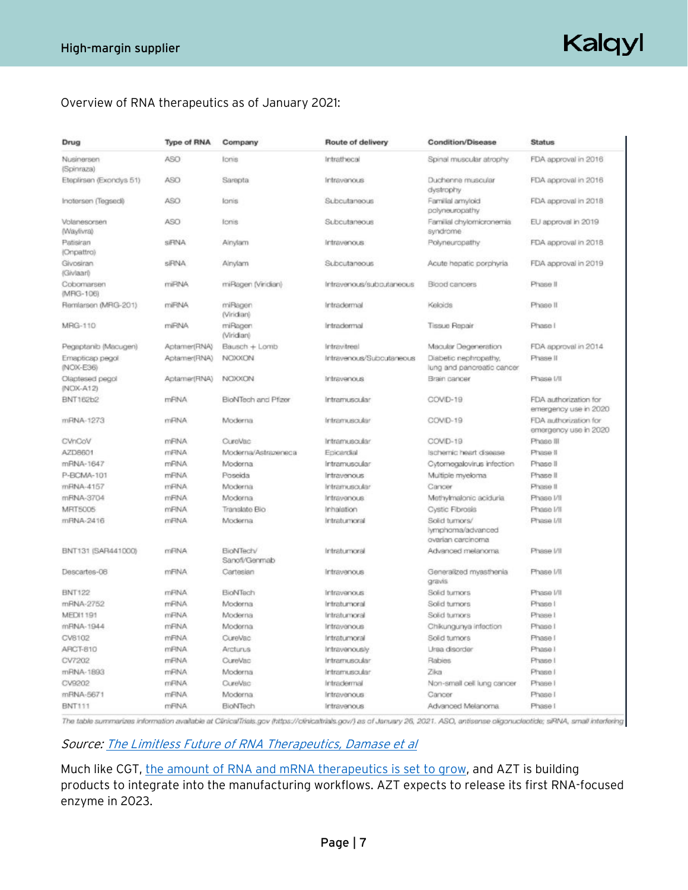Overview of RNA therapeutics as of January 2021:

| Drug | Type of RNA | Company | Route of delivery | Condition/Disease | Status |
|---|---|---|---|---|---|
| Nusinersen (Spinraza) | ASO | Ionis | Intrathecal | Spinal muscular atrophy | FDA approval in 2016 |
| Eteplirsen (Exondys 51) | ASO | Sarepta | Intravenous | Duchenne muscular dystrophy | FDA approval in 2016 |
| Inotersen (Tegsedi) | ASO | Ionis | Subcutaneous | Familial amyloid polyneuropathy | FDA approval in 2018 |
| Volanesorsen (Waylivra) | ASO | Ionis | Subcutaneous | Familial chylomicronemia syndrome | EU approval in 2019 |
| Patisiran (Onpattro) | siRNA | Alnylam | Intravenous | Polyneuropathy | FDA approval in 2018 |
| Givosiran (Givlaari) | siRNA | Alnylam | Subcutaneous | Acute hepatic porphyria | FDA approval in 2019 |
| Cobomarsen (MRG-106) | miRNA | miRagen (Viridian) | Intravenous/subcutaneous | Blood cancers | Phase II |
| Remlarsen (MRG-201) | miRNA | miRagen (Viridian) | Intradermal | Keloids | Phase II |
| MRG-110 | miRNA | miRagen (Viridian) | Intradermal | Tissue Repair | Phase I |
| Pegaptanib (Macugen) | Aptamer(RNA) | Bausch + Lomb | Intravitreal | Macular Degeneration | FDA approval in 2014 |
| Emapticap pegol (NOX-E36) | Aptamer(RNA) | NOXXON | Intravenous/Subcutaneous | Diabetic nephropathy, lung and pancreatic cancer | Phase II |
| Olaptesed pegol (NOX-A12) | Aptamer(RNA) | NOXXON | Intravenous | Brain cancer | Phase I/II |
| BNT162b2 | mRNA | BioNTech and Pfizer | Intramuscular | COVID-19 | FDA authorization for emergency use in 2020 |
| mRNA-1273 | mRNA | Moderna | Intramuscular | COVID-19 | FDA authorization for emergency use in 2020 |
| CVnCoV | mRNA | CureVac | Intramuscular | COVID-19 | Phase III |
| AZD8601 | mRNA | Moderna/Astrazeneca | Epicardial | Ischemic heart disease | Phase II |
| mRNA-1647 | mRNA | Moderna | Intramuscular | Cytomegalovirus infection | Phase II |
| P-BCMA-101 | mRNA | Poseida | Intravenous | Multiple myeloma | Phase II |
| mRNA-4157 | mRNA | Moderna | Intramuscular | Cancer | Phase II |
| mRNA-3704 | mRNA | Moderna | Intravenous | Methylmalonic aciduria | Phase I/II |
| MRT5005 | mRNA | Translate Bio | Inhalation | Cystic Fibrosis | Phase I/II |
| mRNA-2416 | mRNA | Moderna | Intratumoral | Solid tumors/ lymphoma/advanced ovarian carcinoma | Phase I/II |
| BNT131 (SAR441000) | mRNA | BioNTech/ Sanofi/Genmab | Intratumoral | Advanced melanoma | Phase I/II |
| Descartes-08 | mRNA | Cartesian | Intravenous | Generalized myasthenia gravis | Phase I/II |
| BNT122 | mRNA | BioNTech | Intravenous | Solid tumors | Phase I/II |
| mRNA-2752 | mRNA | Moderna | Intratumoral | Solid tumors | Phase I |
| MEDI1191 | mRNA | Moderna | Intratumoral | Solid tumors | Phase I |
| mRNA-1944 | mRNA | Moderna | Intravenous | Chikungunya infection | Phase I |
| CV8102 | mRNA | CureVac | Intratumoral | Solid tumors | Phase I |
| ARCT-810 | mRNA | Arcturus | Intravenously | Urea disorder | Phase I |
| CV7202 | mRNA | CureVac | Intramuscular | Rabies | Phase I |
| mRNA-1893 | mRNA | Moderna | Intramuscular | Zika | Phase I |
| CV9202 | mRNA | CureVac | Intradermal | Non-small cell lung cancer | Phase I |
| mRNA-5671 | mRNA | Moderna | Intravenous | Cancer | Phase I |
| BNT111 | mRNA | BioNTech | Intravenous | Advanced Melanoma | Phase I |

*The table summarizes information available at ClinicalTrials.gov (https://clinicaltrials.gov/) as of January 26, 2021. ASO, antisense oligonucleotide; siRNA, small interfering*

*Source: The Limitless Future of RNA Therapeutics, Damase et al*

Much like CGT, the amount of RNA and mRNA therapeutics is set to grow, and AZT is building products to integrate into the manufacturing workflows. AZT expects to release its first RNA-focused enzyme in 2023.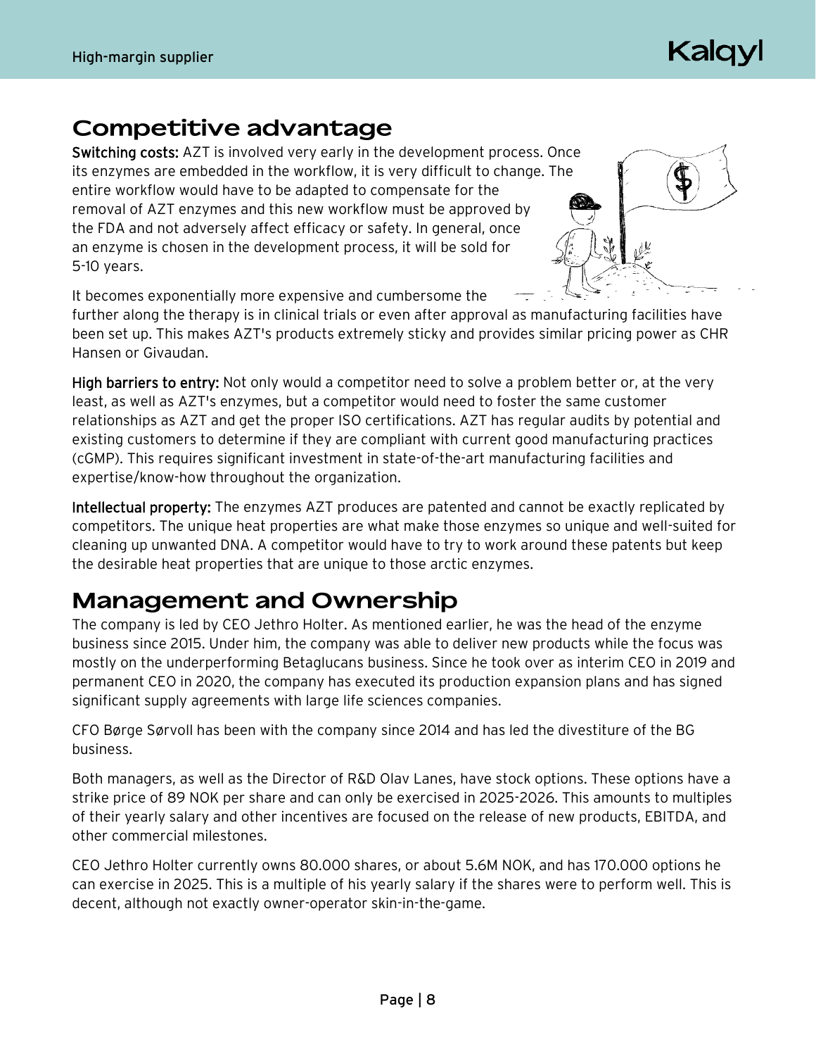## Competitive advantage

**Switching costs:** AZT is involved very early in the development process. Once its enzymes are embedded in the workflow, it is very difficult to change. The entire workflow would have to be adapted to compensate for the removal of AZT enzymes and this new workflow must be approved by the FDA and not adversely affect efficacy or safety. In general, once an enzyme is chosen in the development process, it will be sold for 5-10 years.

It becomes exponentially more expensive and cumbersome the further along the therapy is in clinical trials or even after approval as manufacturing facilities have been set up. This makes AZT's products extremely sticky and provides similar pricing power as CHR Hansen or Givaudan.

**High barriers to entry:** Not only would a competitor need to solve a problem better or, at the very least, as well as AZT's enzymes, but a competitor would need to foster the same customer relationships as AZT and get the proper ISO certifications. AZT has regular audits by potential and existing customers to determine if they are compliant with current good manufacturing practices (cGMP). This requires significant investment in state-of-the-art manufacturing facilities and expertise/know-how throughout the organization.

**Intellectual property:** The enzymes AZT produces are patented and cannot be exactly replicated by competitors. The unique heat properties are what make those enzymes so unique and well-suited for cleaning up unwanted DNA. A competitor would have to try to work around these patents but keep the desirable heat properties that are unique to those arctic enzymes.

## Management and Ownership

The company is led by CEO Jethro Holter. As mentioned earlier, he was the head of the enzyme business since 2015. Under him, the company was able to deliver new products while the focus was mostly on the underperforming Betaglucans business. Since he took over as interim CEO in 2019 and permanent CEO in 2020, the company has executed its production expansion plans and has signed significant supply agreements with large life sciences companies.

CFO Børge Sørvoll has been with the company since 2014 and has led the divestiture of the BG business.

Both managers, as well as the Director of R&D Olav Lanes, have stock options. These options have a strike price of 89 NOK per share and can only be exercised in 2025-2026. This amounts to multiples of their yearly salary and other incentives are focused on the release of new products, EBITDA, and other commercial milestones.

CEO Jethro Holter currently owns 80.000 shares, or about 5.6M NOK, and has 170.000 options he can exercise in 2025. This is a multiple of his yearly salary if the shares were to perform well. This is decent, although not exactly owner-operator skin-in-the-game.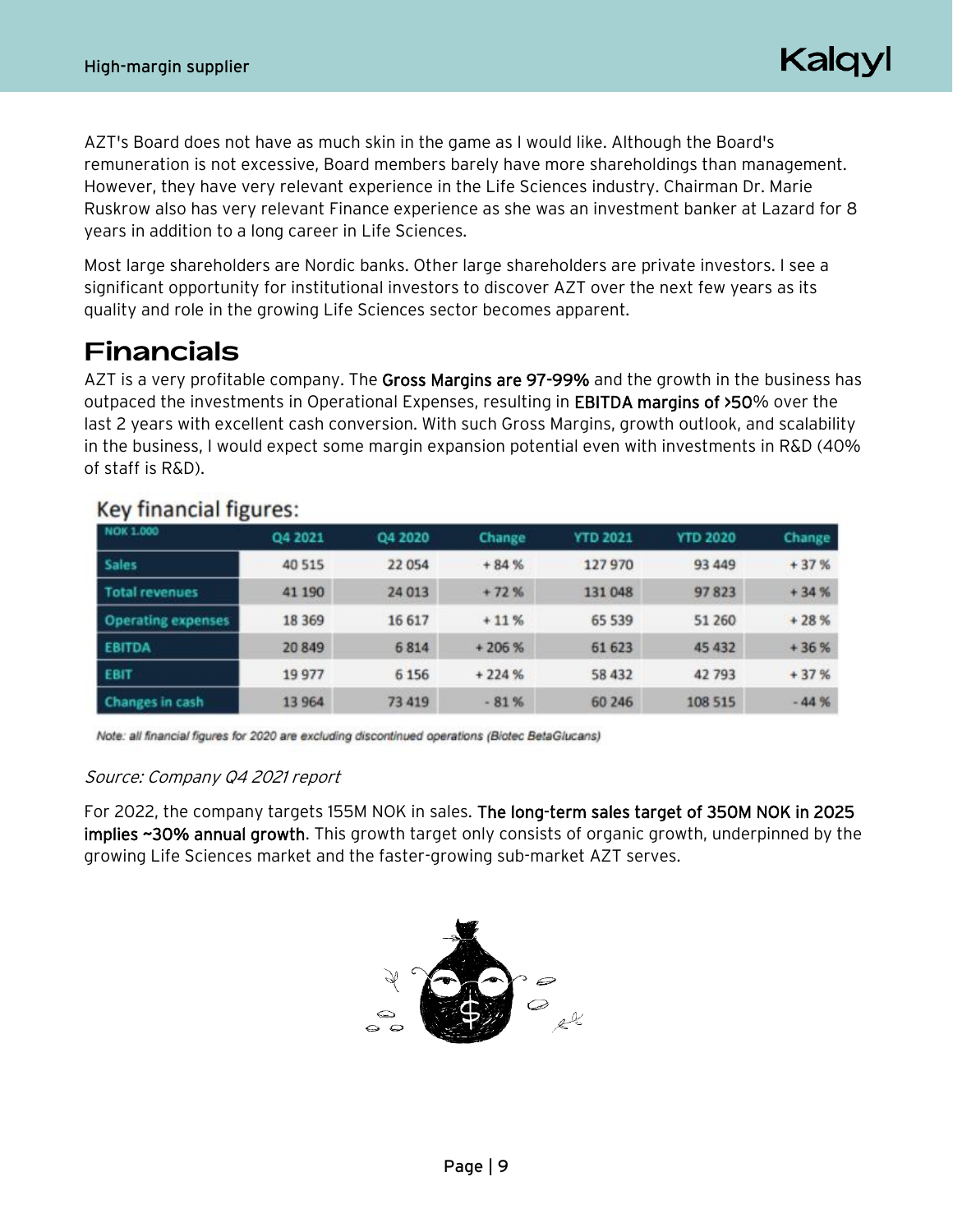AZT's Board does not have as much skin in the game as I would like. Although the Board's remuneration is not excessive, Board members barely have more shareholdings than management. However, they have very relevant experience in the Life Sciences industry. Chairman Dr. Marie Ruskrow also has very relevant Finance experience as she was an investment banker at Lazard for 8 years in addition to a long career in Life Sciences.

Most large shareholders are Nordic banks. Other large shareholders are private investors. I see a significant opportunity for institutional investors to discover AZT over the next few years as its quality and role in the growing Life Sciences sector becomes apparent.

# Financials

AZT is a very profitable company. The **Gross Margins are 97-99%** and the growth in the business has outpaced the investments in Operational Expenses, resulting in **EBITDA margins of >50%** over the last 2 years with excellent cash conversion. With such Gross Margins, growth outlook, and scalability in the business, I would expect some margin expansion potential even with investments in R&D (40% of staff is R&D).

Key financial figures:

| NOK 1.000 | Q4 2021 | Q4 2020 | Change | YTD 2021 | YTD 2020 | Change |
|---|---|---|---|---|---|---|
| Sales | 40 515 | 22 054 | + 84 % | 127 970 | 93 449 | + 37 % |
| Total revenues | 41 190 | 24 013 | + 72 % | 131 048 | 97 823 | + 34 % |
| Operating expenses | 18 369 | 16 617 | + 11 % | 65 539 | 51 260 | + 28 % |
| EBITDA | 20 849 | 6 814 | + 206 % | 61 623 | 45 432 | + 36 % |
| EBIT | 19 977 | 6 156 | + 224 % | 58 432 | 42 793 | + 37 % |
| Changes in cash | 13 964 | 73 419 | - 81 % | 60 246 | 108 515 | - 44 % |

*Note: all financial figures for 2020 are excluding discontinued operations (Biotec BetaGlucans)*

*Source: Company Q4 2021 report*

For 2022, the company targets 155M NOK in sales. **The long-term sales target of 350M NOK in 2025 implies ~30% annual growth**. This growth target only consists of organic growth, underpinned by the growing Life Sciences market and the faster-growing sub-market AZT serves.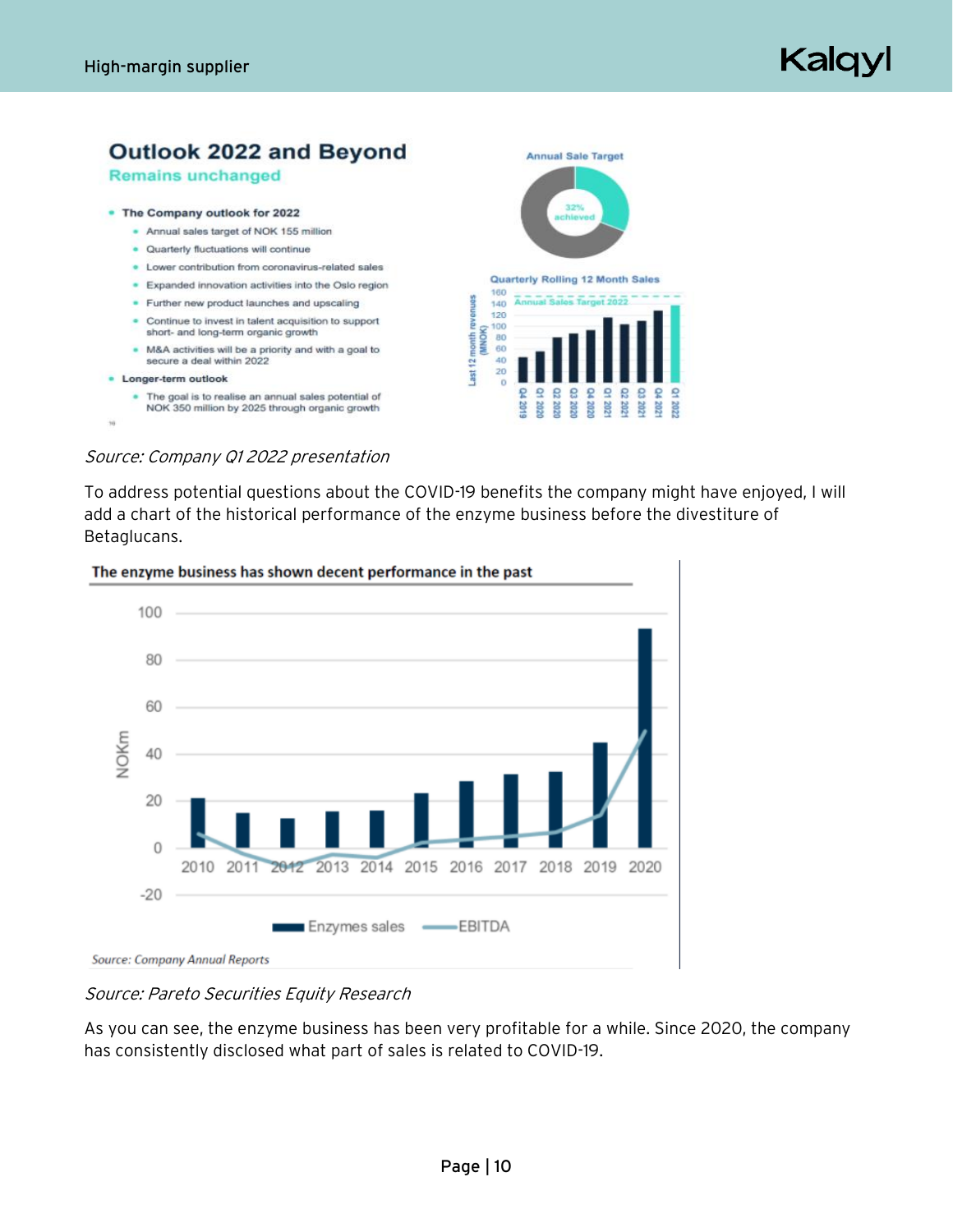### Outlook 2022 and Beyond

**Remains unchanged**

- **The Company outlook for 2022**
  - Annual sales target of NOK 155 million
  - Quarterly fluctuations will continue
  - Lower contribution from coronavirus-related sales
  - Expanded innovation activities into the Oslo region
  - Further new product launches and upscaling
  - Continue to invest in talent acquisition to support short- and long-term organic growth
  - M&A activities will be a priority and with a goal to secure a deal within 2022
- **Longer-term outlook**
  - The goal is to realise an annual sales potential of NOK 350 million by 2025 through organic growth

*Source: Company Q1 2022 presentation*

To address potential questions about the COVID-19 benefits the company might have enjoyed, I will add a chart of the historical performance of the enzyme business before the divestiture of Betaglucans.

**The enzyme business has shown decent performance in the past**

*Source: Company Annual Reports*

*Source: Pareto Securities Equity Research*

As you can see, the enzyme business has been very profitable for a while. Since 2020, the company has consistently disclosed what part of sales is related to COVID-19.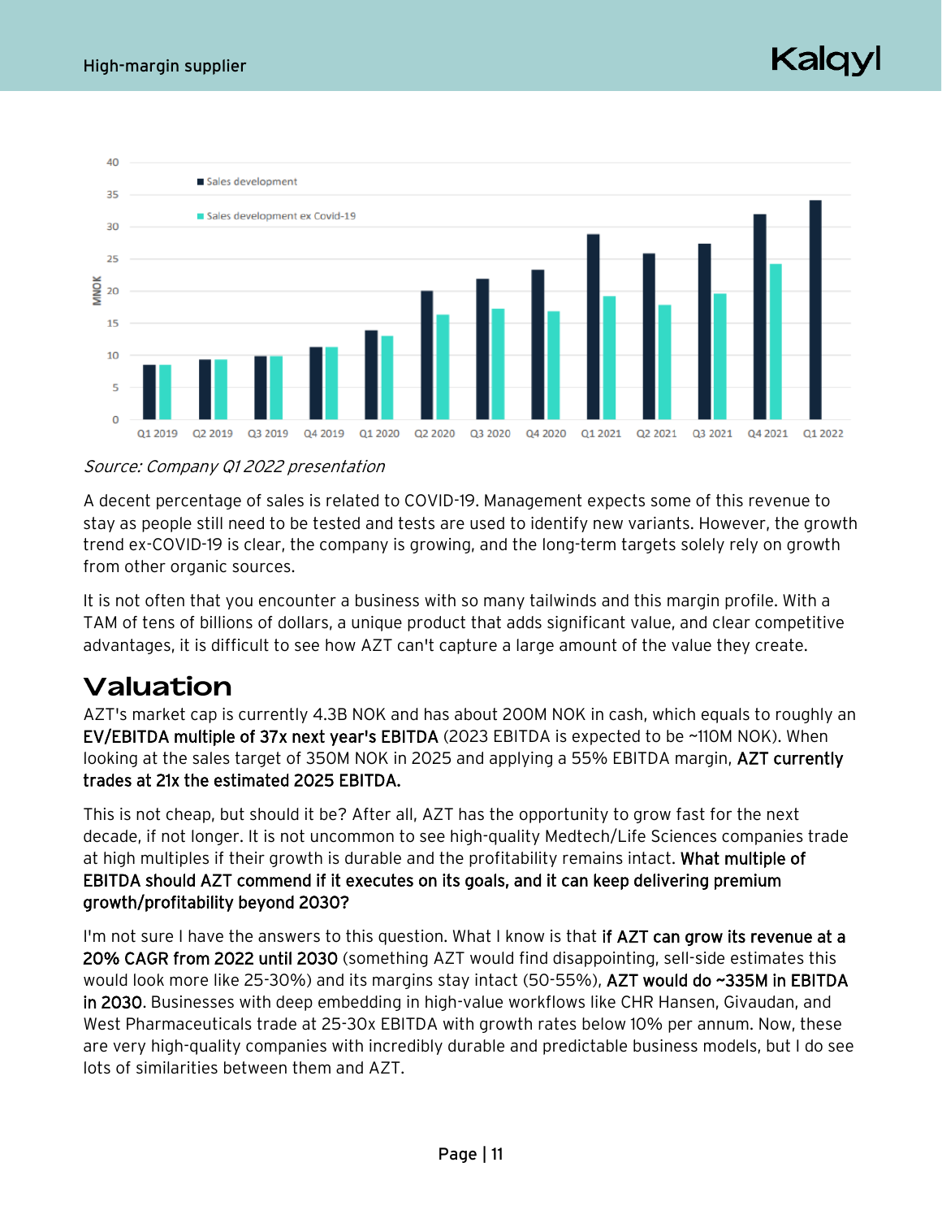*Source: Company Q1 2022 presentation*

A decent percentage of sales is related to COVID-19. Management expects some of this revenue to stay as people still need to be tested and tests are used to identify new variants. However, the growth trend ex-COVID-19 is clear, the company is growing, and the long-term targets solely rely on growth from other organic sources.

It is not often that you encounter a business with so many tailwinds and this margin profile. With a TAM of tens of billions of dollars, a unique product that adds significant value, and clear competitive advantages, it is difficult to see how AZT can't capture a large amount of the value they create.

# Valuation

AZT's market cap is currently 4.3B NOK and has about 200M NOK in cash, which equals to roughly an **EV/EBITDA multiple of 37x next year's EBITDA** (2023 EBITDA is expected to be ~110M NOK). When looking at the sales target of 350M NOK in 2025 and applying a 55% EBITDA margin, **AZT currently trades at 21x the estimated 2025 EBITDA.**

This is not cheap, but should it be? After all, AZT has the opportunity to grow fast for the next decade, if not longer. It is not uncommon to see high-quality Medtech/Life Sciences companies trade at high multiples if their growth is durable and the profitability remains intact. **What multiple of EBITDA should AZT commend if it executes on its goals, and it can keep delivering premium growth/profitability beyond 2030?**

I'm not sure I have the answers to this question. What I know is that **if AZT can grow its revenue at a 20% CAGR from 2022 until 2030** (something AZT would find disappointing, sell-side estimates this would look more like 25-30%) and its margins stay intact (50-55%), **AZT would do ~335M in EBITDA in 2030**. Businesses with deep embedding in high-value workflows like CHR Hansen, Givaudan, and West Pharmaceuticals trade at 25-30x EBITDA with growth rates below 10% per annum. Now, these are very high-quality companies with incredibly durable and predictable business models, but I do see lots of similarities between them and AZT.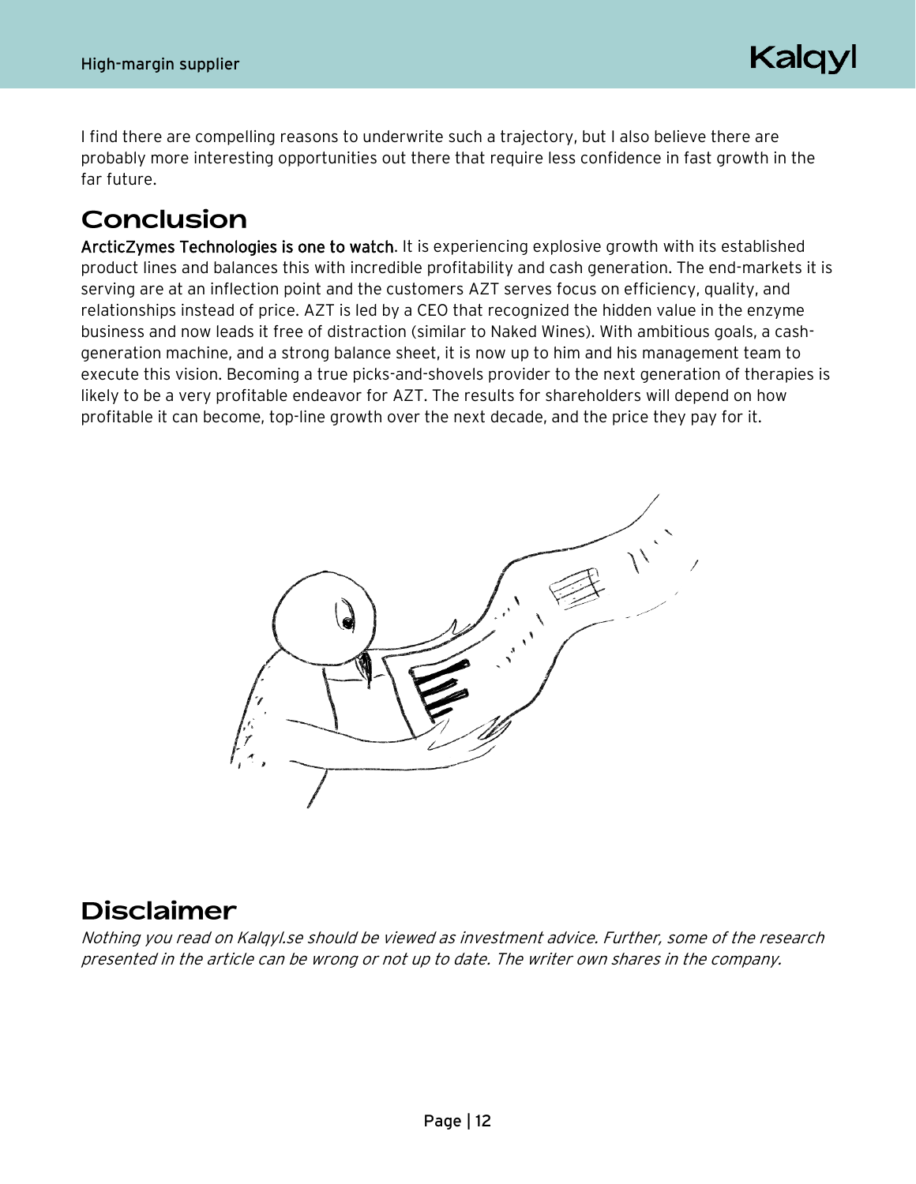I find there are compelling reasons to underwrite such a trajectory, but I also believe there are probably more interesting opportunities out there that require less confidence in fast growth in the far future.

## Conclusion

**ArcticZymes Technologies is one to watch**. It is experiencing explosive growth with its established product lines and balances this with incredible profitability and cash generation. The end-markets it is serving are at an inflection point and the customers AZT serves focus on efficiency, quality, and relationships instead of price. AZT is led by a CEO that recognized the hidden value in the enzyme business and now leads it free of distraction (similar to Naked Wines). With ambitious goals, a cash-generation machine, and a strong balance sheet, it is now up to him and his management team to execute this vision. Becoming a true picks-and-shovels provider to the next generation of therapies is likely to be a very profitable endeavor for AZT. The results for shareholders will depend on how profitable it can become, top-line growth over the next decade, and the price they pay for it.

## Disclaimer

*Nothing you read on Kalqyl.se should be viewed as investment advice. Further, some of the research presented in the article can be wrong or not up to date. The writer own shares in the company.*